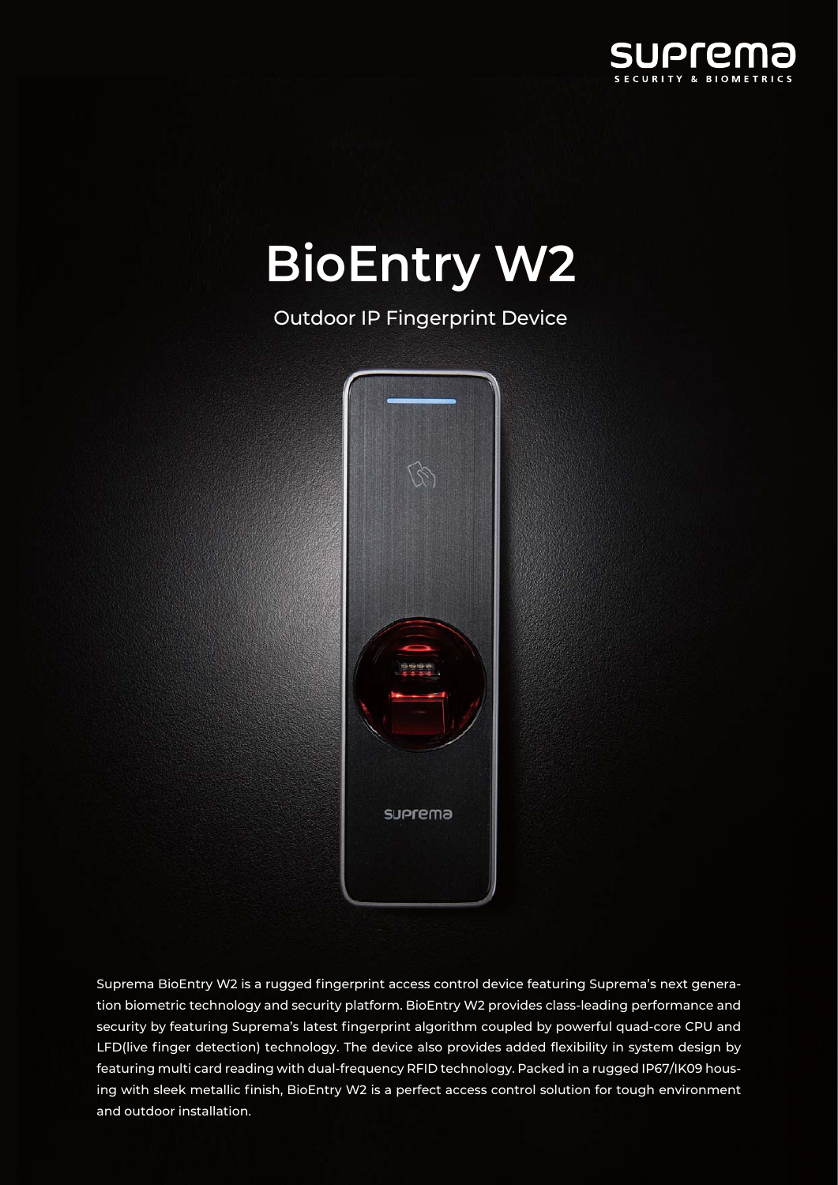# BioEntry W2

Outdoor IP Fingerprint Device

Suprema BioEntry W2 is a rugged fingerprint access control device featuring Suprema's next generation biometric technology and security platform. BioEntry W2 provides class-leading performance and security by featuring Suprema's latest fingerprint algorithm coupled by powerful quad-core CPU and LFD(live finger detection) technology. The device also provides added flexibility in system design by featuring multi card reading with dual-frequency RFID technology. Packed in a rugged IP67/IK09 housing with sleek metallic finish, BioEntry W2 is a perfect access control solution for tough environment and outdoor installation.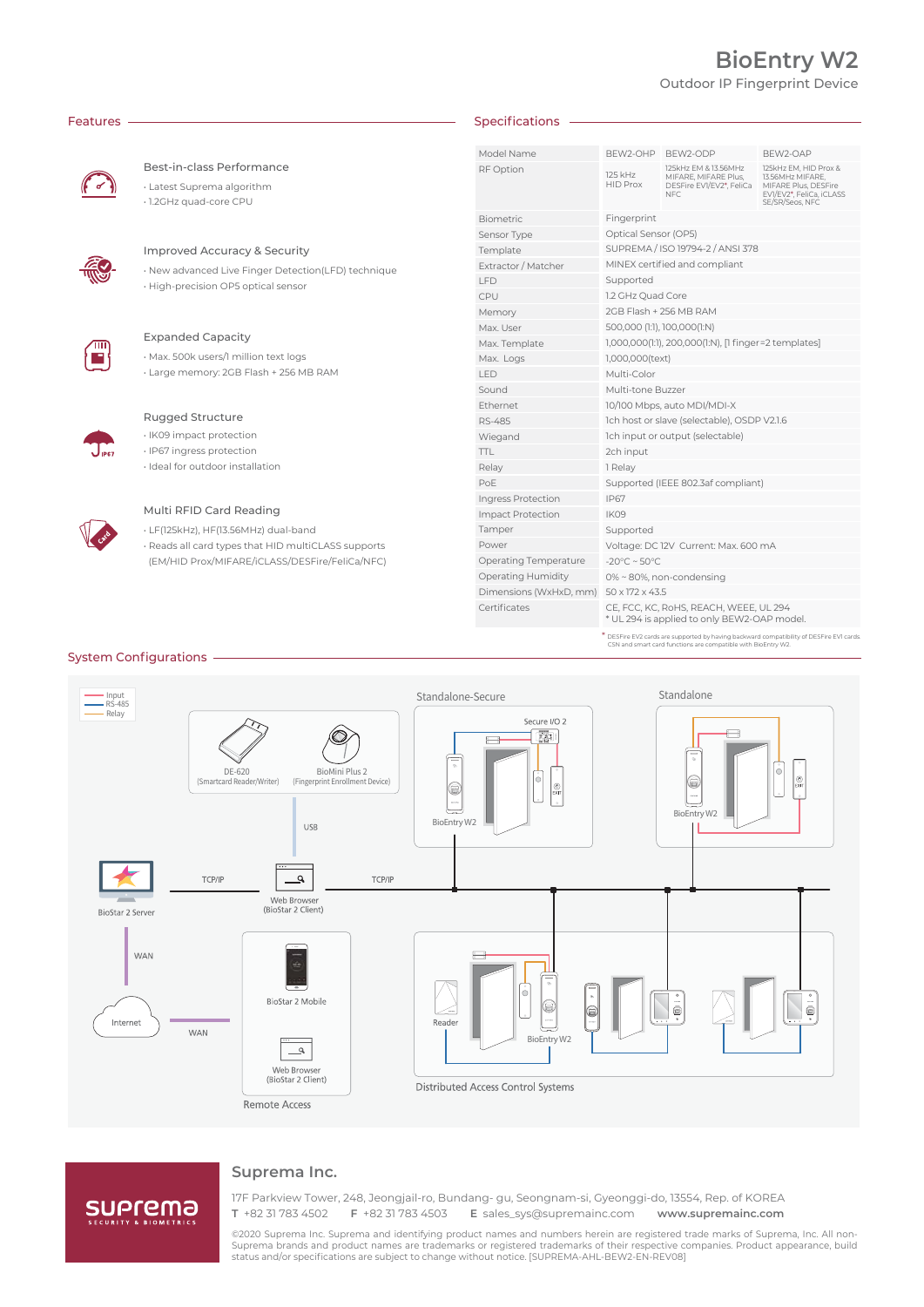# BioEntry W2

Outdoor IP Fingerprint Device

## Features

### Best-in-class Performance

- Latest Suprema algorithm
- 1.2GHz quad-core CPU

### Improved Accuracy & Security

- New advanced Live Finger Detection(LFD) technique
- High-precision OP5 optical sensor

### Expanded Capacity

- Max. 500k users/1 million text logs
- Large memory: 2GB Flash + 256 MB RAM

### Rugged Structure

- IK09 impact protection
- IP67 ingress protection
- Ideal for outdoor installation

### Multi RFID Card Reading

- LF(125kHz), HF(13.56MHz) dual-band
- Reads all card types that HID multiCLASS supports (EM/HID Prox/MIFARE/iCLASS/DESFire/FeliCa/NFC)

## Specifications

| Model Name | BEW2-OHP | BEW2-ODP | BEW2-OAP |
|---|---|---|---|
| RF Option | 125 kHz HID Prox | 125kHz EM & 13.56MHz MIFARE, MIFARE Plus, DESFire EV1/EV2*, FeliCa NFC | 125kHz EM, HID Prox & 13.56MHz MIFARE, MIFARE Plus, DESFire EV1/EV2*, FeliCa, iCLASS SE/SR/Seos, NFC |
| Biometric | Fingerprint | | |
| Sensor Type | Optical Sensor (OP5) | | |
| Template | SUPREMA / ISO 19794-2 / ANSI 378 | | |
| Extractor / Matcher | MINEX certified and compliant | | |
| LFD | Supported | | |
| CPU | 1.2 GHz Quad Core | | |
| Memory | 2GB Flash + 256 MB RAM | | |
| Max. User | 500,000 (1:1), 100,000(1:N) | | |
| Max. Template | 1,000,000(1:1), 200,000(1:N), [1 finger=2 templates] | | |
| Max. Logs | 1,000,000(text) | | |
| LED | Multi-Color | | |
| Sound | Multi-tone Buzzer | | |
| Ethernet | 10/100 Mbps, auto MDI/MDI-X | | |
| RS-485 | 1ch host or slave (selectable), OSDP V2.1.6 | | |
| Wiegand | 1ch input or output (selectable) | | |
| TTL | 2ch input | | |
| Relay | 1 Relay | | |
| PoE | Supported (IEEE 802.3af compliant) | | |
| Ingress Protection | IP67 | | |
| Impact Protection | IK09 | | |
| Tamper | Supported | | |
| Power | Voltage: DC 12V Current: Max. 600 mA | | |
| Operating Temperature | -20°C ~ 50°C | | |
| Operating Humidity | 0% ~ 80%, non-condensing | | |
| Dimensions (WxHxD, mm) | 50 x 172 x 43.5 | | |
| Certificates | CE, FCC, KC, RoHS, REACH, WEEE, UL 294 <br> * UL 294 is applied to only BEW2-OAP model. | | |

* DESFire EV2 cards are supported by having backward compatibility of DESFire EV1 cards. CSN and smart card functions are compatible with BioEntry W2.

## System Configurations

Input
RS-485
Relay

DE-620 (Smartcard Reader/Writer)
BioMini Plus 2 (Fingerprint Enrollment Device)
USB
BioStar 2 Server
TCP/IP
Web Browser (BioStar 2 Client)
TCP/IP
WAN
Internet
WAN
BioStar 2 Mobile
Web Browser (BioStar 2 Client)
Remote Access

Standalone-Secure
Secure I/O 2
BioEntry W2

Standalone
BioEntry W2

Reader
BioEntry W2
Distributed Access Control Systems

## Suprema Inc.

17F Parkview Tower, 248, Jeongjail-ro, Bundang- gu, Seongnam-si, Gyeonggi-do, 13554, Rep. of KOREA
**T** +82 31 783 4502 **F** +82 31 783 4503 **E** sales_sys@supremainc.com **www.supremainc.com**

©2020 Suprema Inc. Suprema and identifying product names and numbers herein are registered trade marks of Suprema, Inc. All non-Suprema brands and product names are trademarks or registered trademarks of their respective companies. Product appearance, build status and/or specifications are subject to change without notice. [SUPREMA-AHL-BEW2-EN-REV08]